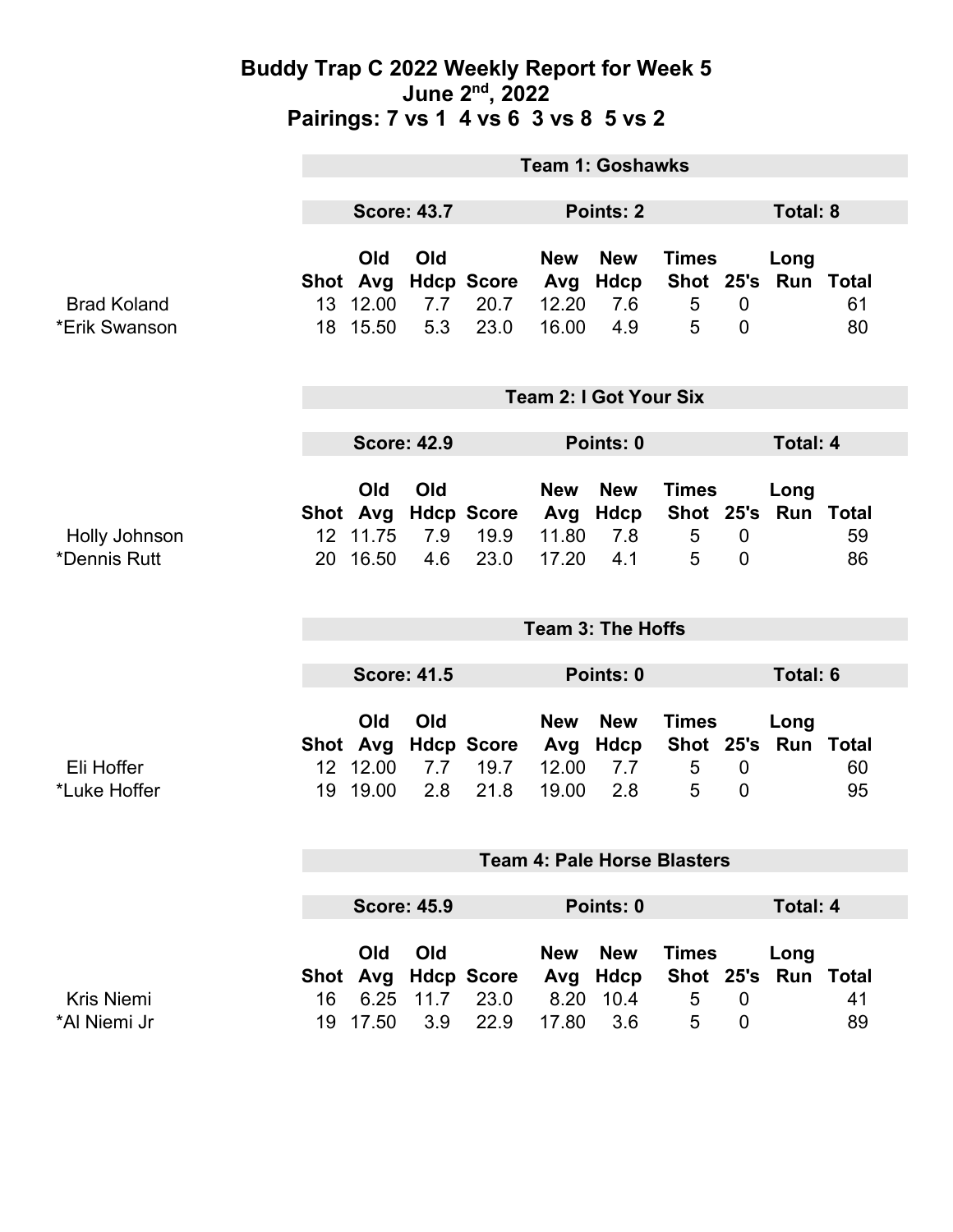# Buddy Trap C 2022 Weekly Report for Week 5

## June 2nd, 2022

## Pairings: 7 vs 1 4 vs 6 3 vs 8 5 vs 2

### Team 1: Goshawks

**Score: 43.7** | **Points: 2** | **Total: 8**

| | Shot | Old Avg | Old Hdcp | Score | New Avg | New Hdcp | Times Shot | 25's | Long Run | Total |
|---|---|---|---|---|---|---|---|---|---|---|
| Brad Koland | 13 | 12.00 | 7.7 | 20.7 | 12.20 | 7.6 | 5 | 0 | | 61 |
| *Erik Swanson | 18 | 15.50 | 5.3 | 23.0 | 16.00 | 4.9 | 5 | 0 | | 80 |

### Team 2: I Got Your Six

**Score: 42.9** | **Points: 0** | **Total: 4**

| | Shot | Old Avg | Old Hdcp | Score | New Avg | New Hdcp | Times Shot | 25's | Long Run | Total |
|---|---|---|---|---|---|---|---|---|---|---|
| Holly Johnson | 12 | 11.75 | 7.9 | 19.9 | 11.80 | 7.8 | 5 | 0 | | 59 |
| *Dennis Rutt | 20 | 16.50 | 4.6 | 23.0 | 17.20 | 4.1 | 5 | 0 | | 86 |

### Team 3: The Hoffs

**Score: 41.5** | **Points: 0** | **Total: 6**

| | Shot | Old Avg | Old Hdcp | Score | New Avg | New Hdcp | Times Shot | 25's | Long Run | Total |
|---|---|---|---|---|---|---|---|---|---|---|
| Eli Hoffer | 12 | 12.00 | 7.7 | 19.7 | 12.00 | 7.7 | 5 | 0 | | 60 |
| *Luke Hoffer | 19 | 19.00 | 2.8 | 21.8 | 19.00 | 2.8 | 5 | 0 | | 95 |

### Team 4: Pale Horse Blasters

**Score: 45.9** | **Points: 0** | **Total: 4**

| | Shot | Old Avg | Old Hdcp | Score | New Avg | New Hdcp | Times Shot | 25's | Long Run | Total |
|---|---|---|---|---|---|---|---|---|---|---|
| Kris Niemi | 16 | 6.25 | 11.7 | 23.0 | 8.20 | 10.4 | 5 | 0 | | 41 |
| *Al Niemi Jr | 19 | 17.50 | 3.9 | 22.9 | 17.80 | 3.6 | 5 | 0 | | 89 |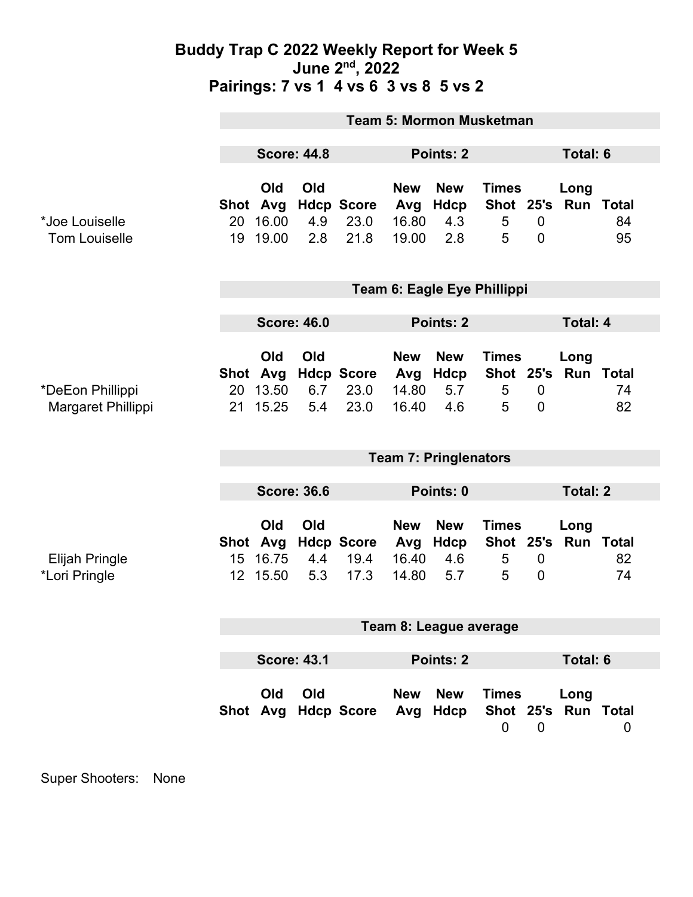# Buddy Trap C 2022 Weekly Report for Week 5
## June 2nd, 2022
## Pairings: 7 vs 1 4 vs 6 3 vs 8 5 vs 2

### Team 5: Mormon Musketman

**Score: 44.8** | **Points: 2** | **Total: 6**

| | Shot | Old Avg | Old Hdcp | Score | New Avg | New Hdcp | Times Shot | 25's | Long Run | Total |
|---|---|---|---|---|---|---|---|---|---|---|
| *Joe Louiselle | 20 | 16.00 | 4.9 | 23.0 | 16.80 | 4.3 | 5 | 0 | | 84 |
| Tom Louiselle | 19 | 19.00 | 2.8 | 21.8 | 19.00 | 2.8 | 5 | 0 | | 95 |

### Team 6: Eagle Eye Phillippi

**Score: 46.0** | **Points: 2** | **Total: 4**

| | Shot | Old Avg | Old Hdcp | Score | New Avg | New Hdcp | Times Shot | 25's | Long Run | Total |
|---|---|---|---|---|---|---|---|---|---|---|
| *DeEon Phillippi | 20 | 13.50 | 6.7 | 23.0 | 14.80 | 5.7 | 5 | 0 | | 74 |
| Margaret Phillippi | 21 | 15.25 | 5.4 | 23.0 | 16.40 | 4.6 | 5 | 0 | | 82 |

### Team 7: Pringlenators

**Score: 36.6** | **Points: 0** | **Total: 2**

| | Shot | Old Avg | Old Hdcp | Score | New Avg | New Hdcp | Times Shot | 25's | Long Run | Total |
|---|---|---|---|---|---|---|---|---|---|---|
| Elijah Pringle | 15 | 16.75 | 4.4 | 19.4 | 16.40 | 4.6 | 5 | 0 | | 82 |
| *Lori Pringle | 12 | 15.50 | 5.3 | 17.3 | 14.80 | 5.7 | 5 | 0 | | 74 |

### Team 8: League average

**Score: 43.1** | **Points: 2** | **Total: 6**

| | Shot | Old Avg | Old Hdcp | Score | New Avg | New Hdcp | Times Shot | 25's | Long Run | Total |
|---|---|---|---|---|---|---|---|---|---|---|
| | | | | | | | 0 | 0 | | 0 |

Super Shooters: None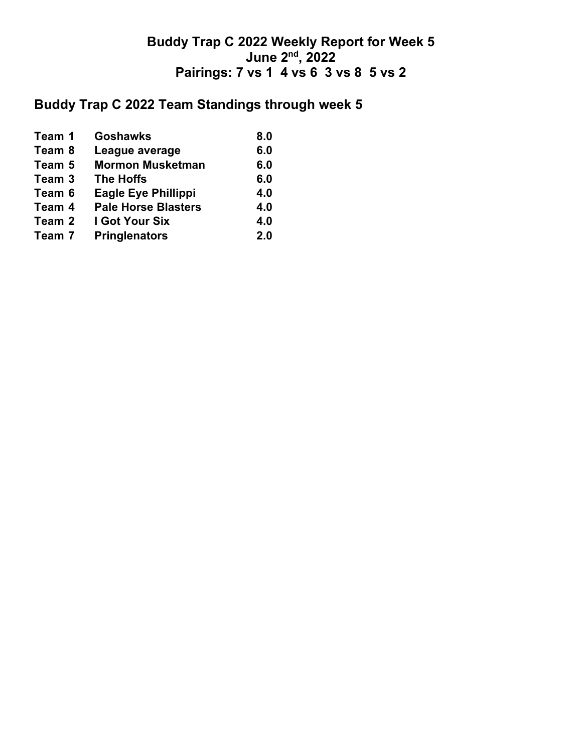# Buddy Trap C 2022 Weekly Report for Week 5

## June 2nd, 2022

## Pairings: 7 vs 1 4 vs 6 3 vs 8 5 vs 2

## Buddy Trap C 2022 Team Standings through week 5

| | | |
|---|---|---|
| Team 1 | Goshawks | 8.0 |
| Team 8 | League average | 6.0 |
| Team 5 | Mormon Musketman | 6.0 |
| Team 3 | The Hoffs | 6.0 |
| Team 6 | Eagle Eye Phillippi | 4.0 |
| Team 4 | Pale Horse Blasters | 4.0 |
| Team 2 | I Got Your Six | 4.0 |
| Team 7 | Pringlenators | 2.0 |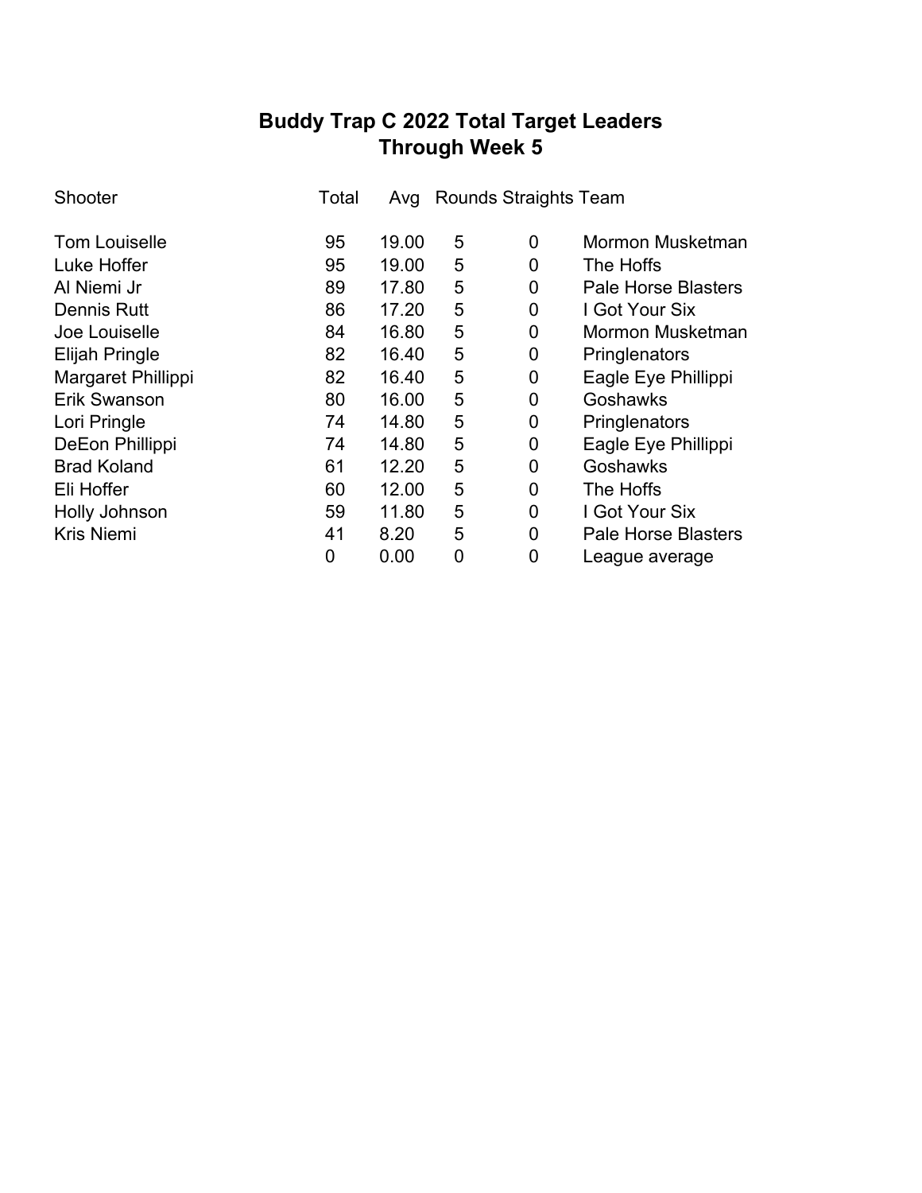# Buddy Trap C 2022 Total Target Leaders
## Through Week 5

| Shooter | Total | Avg | Rounds | Straights | Team |
|---|---|---|---|---|---|
| Tom Louiselle | 95 | 19.00 | 5 | 0 | Mormon Musketman |
| Luke Hoffer | 95 | 19.00 | 5 | 0 | The Hoffs |
| Al Niemi Jr | 89 | 17.80 | 5 | 0 | Pale Horse Blasters |
| Dennis Rutt | 86 | 17.20 | 5 | 0 | I Got Your Six |
| Joe Louiselle | 84 | 16.80 | 5 | 0 | Mormon Musketman |
| Elijah Pringle | 82 | 16.40 | 5 | 0 | Pringlenators |
| Margaret Phillippi | 82 | 16.40 | 5 | 0 | Eagle Eye Phillippi |
| Erik Swanson | 80 | 16.00 | 5 | 0 | Goshawks |
| Lori Pringle | 74 | 14.80 | 5 | 0 | Pringlenators |
| DeEon Phillippi | 74 | 14.80 | 5 | 0 | Eagle Eye Phillippi |
| Brad Koland | 61 | 12.20 | 5 | 0 | Goshawks |
| Eli Hoffer | 60 | 12.00 | 5 | 0 | The Hoffs |
| Holly Johnson | 59 | 11.80 | 5 | 0 | I Got Your Six |
| Kris Niemi | 41 | 8.20 | 5 | 0 | Pale Horse Blasters |
| | 0 | 0.00 | 0 | 0 | League average |